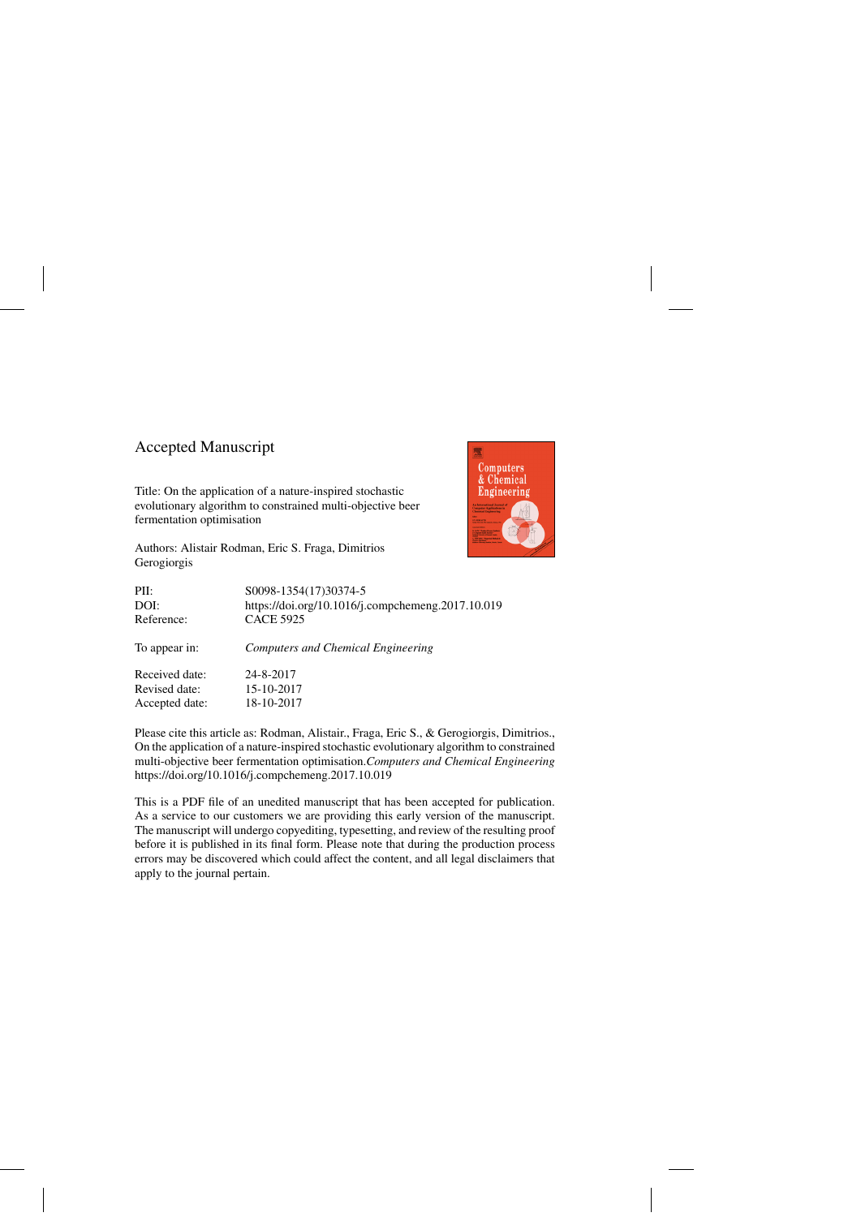# Accepted Manuscript

Title: On the application of a nature-inspired stochastic evolutionary algorithm to constrained multi-objective beer fermentation optimisation

Authors: Alistair Rodman, Eric S. Fraga, Dimitrios Gerogiorgis

| | |
|---|---|
| PII: | S0098-1354(17)30374-5 |
| DOI: | https://doi.org/10.1016/j.compchemeng.2017.10.019 |
| Reference: | CACE 5925 |
| To appear in: | *Computers and Chemical Engineering* |
| Received date: | 24-8-2017 |
| Revised date: | 15-10-2017 |
| Accepted date: | 18-10-2017 |

Please cite this article as: Rodman, Alistair., Fraga, Eric S., & Gerogiorgis, Dimitrios., On the application of a nature-inspired stochastic evolutionary algorithm to constrained multi-objective beer fermentation optimisation.*Computers and Chemical Engineering* https://doi.org/10.1016/j.compchemeng.2017.10.019

This is a PDF file of an unedited manuscript that has been accepted for publication. As a service to our customers we are providing this early version of the manuscript. The manuscript will undergo copyediting, typesetting, and review of the resulting proof before it is published in its final form. Please note that during the production process errors may be discovered which could affect the content, and all legal disclaimers that apply to the journal pertain.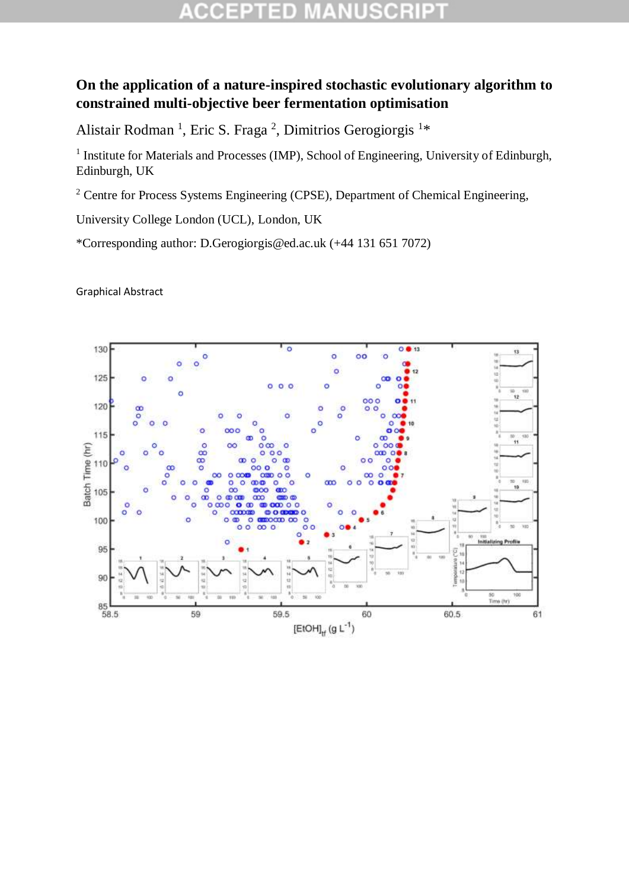**On the application of a nature-inspired stochastic evolutionary algorithm to constrained multi-objective beer fermentation optimisation**

Alistair Rodman [1], Eric S. Fraga [2], Dimitrios Gerogiorgis [1]*

[1] Institute for Materials and Processes (IMP), School of Engineering, University of Edinburgh, Edinburgh, UK

[2] Centre for Process Systems Engineering (CPSE), Department of Chemical Engineering, University College London (UCL), London, UK

*Corresponding author: D.Gerogiorgis@ed.ac.uk (+44 131 651 7072)

Graphical Abstract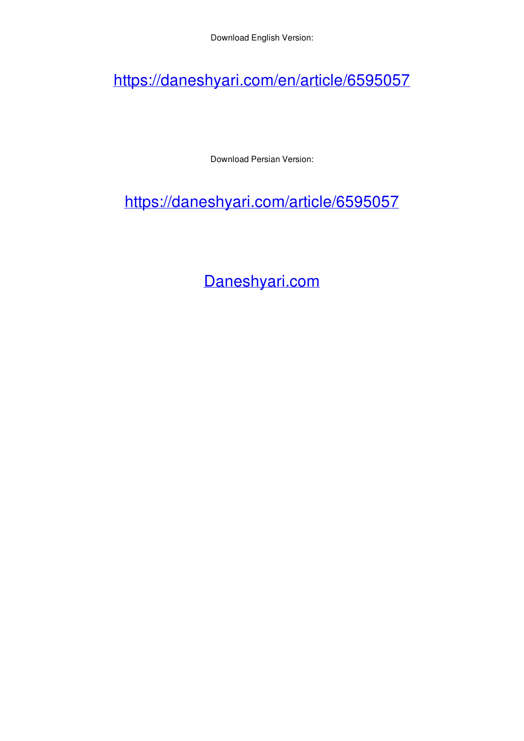Download English Version:

https://daneshyari.com/en/article/6595057

Download Persian Version:

https://daneshyari.com/article/6595057

Daneshyari.com